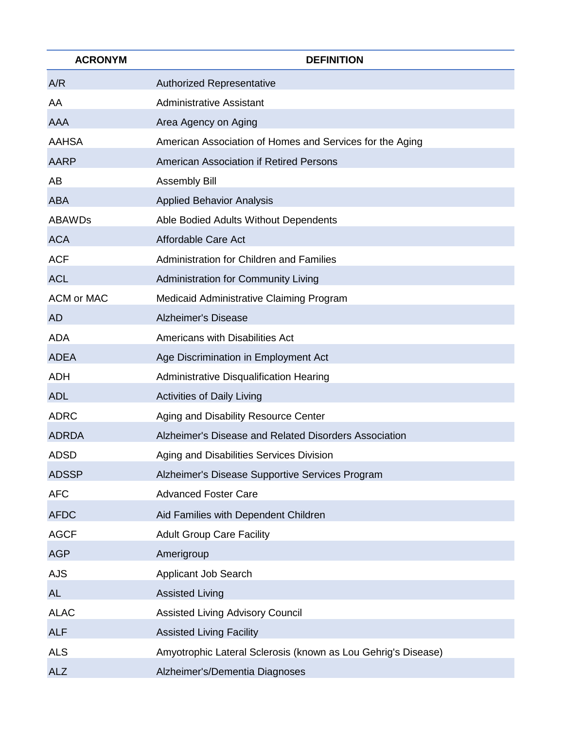| ACRONYM | DEFINITION |
| --- | --- |
| A/R | Authorized Representative |
| AA | Administrative Assistant |
| AAA | Area Agency on Aging |
| AAHSA | American Association of Homes and Services for the Aging |
| AARP | American Association if Retired Persons |
| AB | Assembly Bill |
| ABA | Applied Behavior Analysis |
| ABAWDs | Able Bodied Adults Without Dependents |
| ACA | Affordable Care Act |
| ACF | Administration for Children and Families |
| ACL | Administration for Community Living |
| ACM or MAC | Medicaid Administrative Claiming Program |
| AD | Alzheimer's Disease |
| ADA | Americans with Disabilities Act |
| ADEA | Age Discrimination in Employment Act |
| ADH | Administrative Disqualification Hearing |
| ADL | Activities of Daily Living |
| ADRC | Aging and Disability Resource Center |
| ADRDA | Alzheimer's Disease and Related Disorders Association |
| ADSD | Aging and Disabilities Services Division |
| ADSSP | Alzheimer's Disease Supportive Services Program |
| AFC | Advanced Foster Care |
| AFDC | Aid Families with Dependent Children |
| AGCF | Adult Group Care Facility |
| AGP | Amerigroup |
| AJS | Applicant Job Search |
| AL | Assisted Living |
| ALAC | Assisted Living Advisory Council |
| ALF | Assisted Living Facility |
| ALS | Amyotrophic Lateral Sclerosis (known as Lou Gehrig's Disease) |
| ALZ | Alzheimer's/Dementia Diagnoses |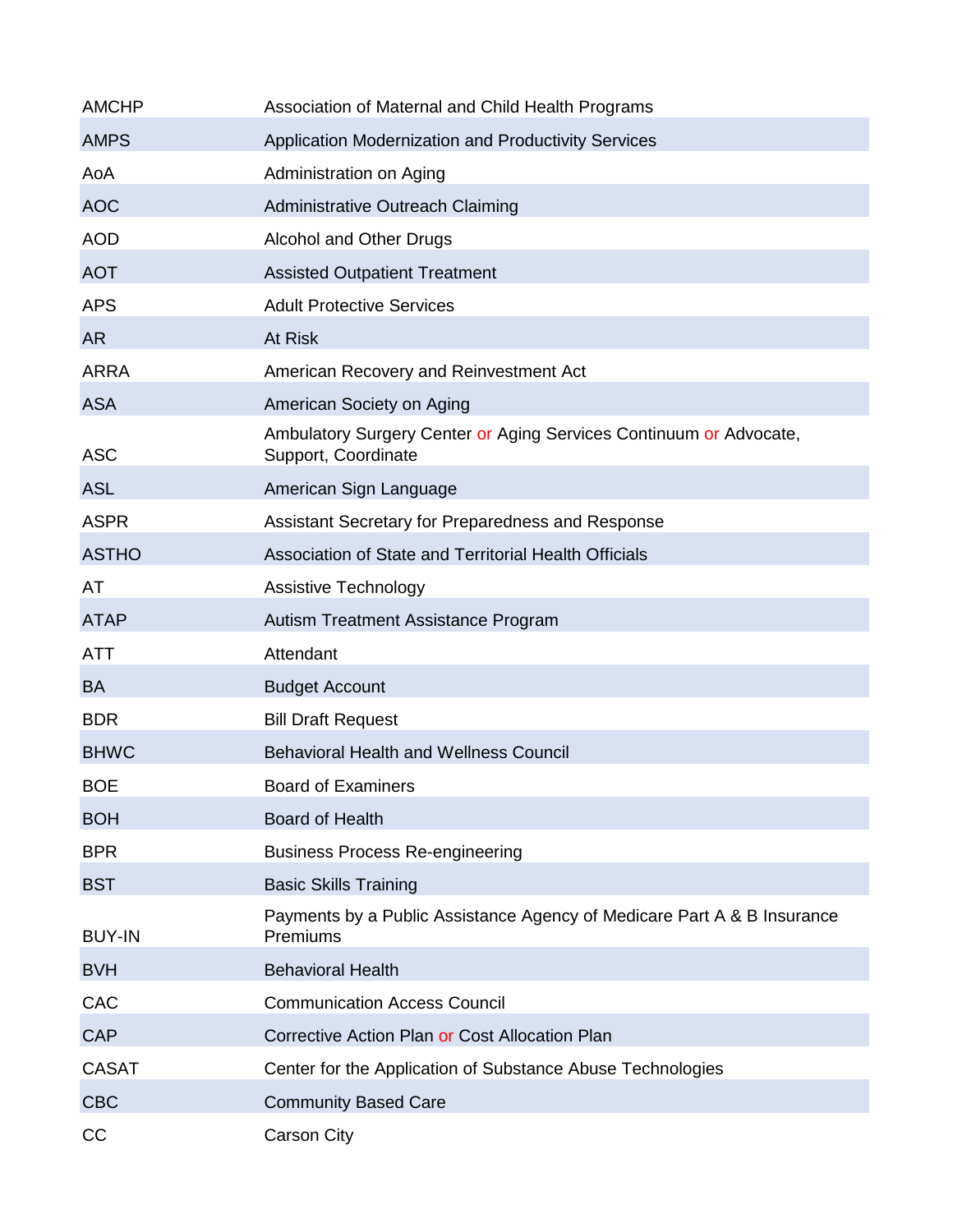| | |
|---|---|
| AMCHP | Association of Maternal and Child Health Programs |
| AMPS | Application Modernization and Productivity Services |
| AoA | Administration on Aging |
| AOC | Administrative Outreach Claiming |
| AOD | Alcohol and Other Drugs |
| AOT | Assisted Outpatient Treatment |
| APS | Adult Protective Services |
| AR | At Risk |
| ARRA | American Recovery and Reinvestment Act |
| ASA | American Society on Aging |
| ASC | Ambulatory Surgery Center or Aging Services Continuum or Advocate, Support, Coordinate |
| ASL | American Sign Language |
| ASPR | Assistant Secretary for Preparedness and Response |
| ASTHO | Association of State and Territorial Health Officials |
| AT | Assistive Technology |
| ATAP | Autism Treatment Assistance Program |
| ATT | Attendant |
| BA | Budget Account |
| BDR | Bill Draft Request |
| BHWC | Behavioral Health and Wellness Council |
| BOE | Board of Examiners |
| BOH | Board of Health |
| BPR | Business Process Re-engineering |
| BST | Basic Skills Training |
| BUY-IN | Payments by a Public Assistance Agency of Medicare Part A & B Insurance Premiums |
| BVH | Behavioral Health |
| CAC | Communication Access Council |
| CAP | Corrective Action Plan or Cost Allocation Plan |
| CASAT | Center for the Application of Substance Abuse Technologies |
| CBC | Community Based Care |
| CC | Carson City |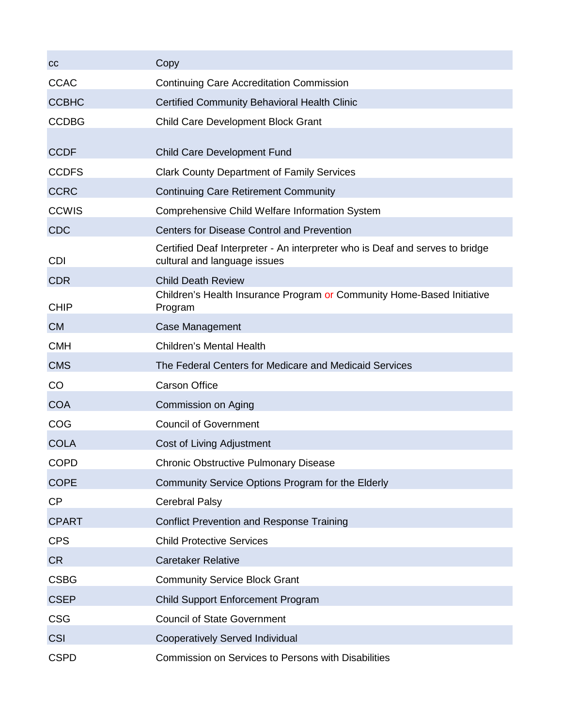| | |
|---|---|
| cc | Copy |
| CCAC | Continuing Care Accreditation Commission |
| CCBHC | Certified Community Behavioral Health Clinic |
| CCDBG | Child Care Development Block Grant |
| CCDF | Child Care Development Fund |
| CCDFS | Clark County Department of Family Services |
| CCRC | Continuing Care Retirement Community |
| CCWIS | Comprehensive Child Welfare Information System |
| CDC | Centers for Disease Control and Prevention |
| CDI | Certified Deaf Interpreter - An interpreter who is Deaf and serves to bridge cultural and language issues |
| CDR | Child Death Review |
| CHIP | Children's Health Insurance Program or Community Home-Based Initiative Program |
| CM | Case Management |
| CMH | Children's Mental Health |
| CMS | The Federal Centers for Medicare and Medicaid Services |
| CO | Carson Office |
| COA | Commission on Aging |
| COG | Council of Government |
| COLA | Cost of Living Adjustment |
| COPD | Chronic Obstructive Pulmonary Disease |
| COPE | Community Service Options Program for the Elderly |
| CP | Cerebral Palsy |
| CPART | Conflict Prevention and Response Training |
| CPS | Child Protective Services |
| CR | Caretaker Relative |
| CSBG | Community Service Block Grant |
| CSEP | Child Support Enforcement Program |
| CSG | Council of State Government |
| CSI | Cooperatively Served Individual |
| CSPD | Commission on Services to Persons with Disabilities |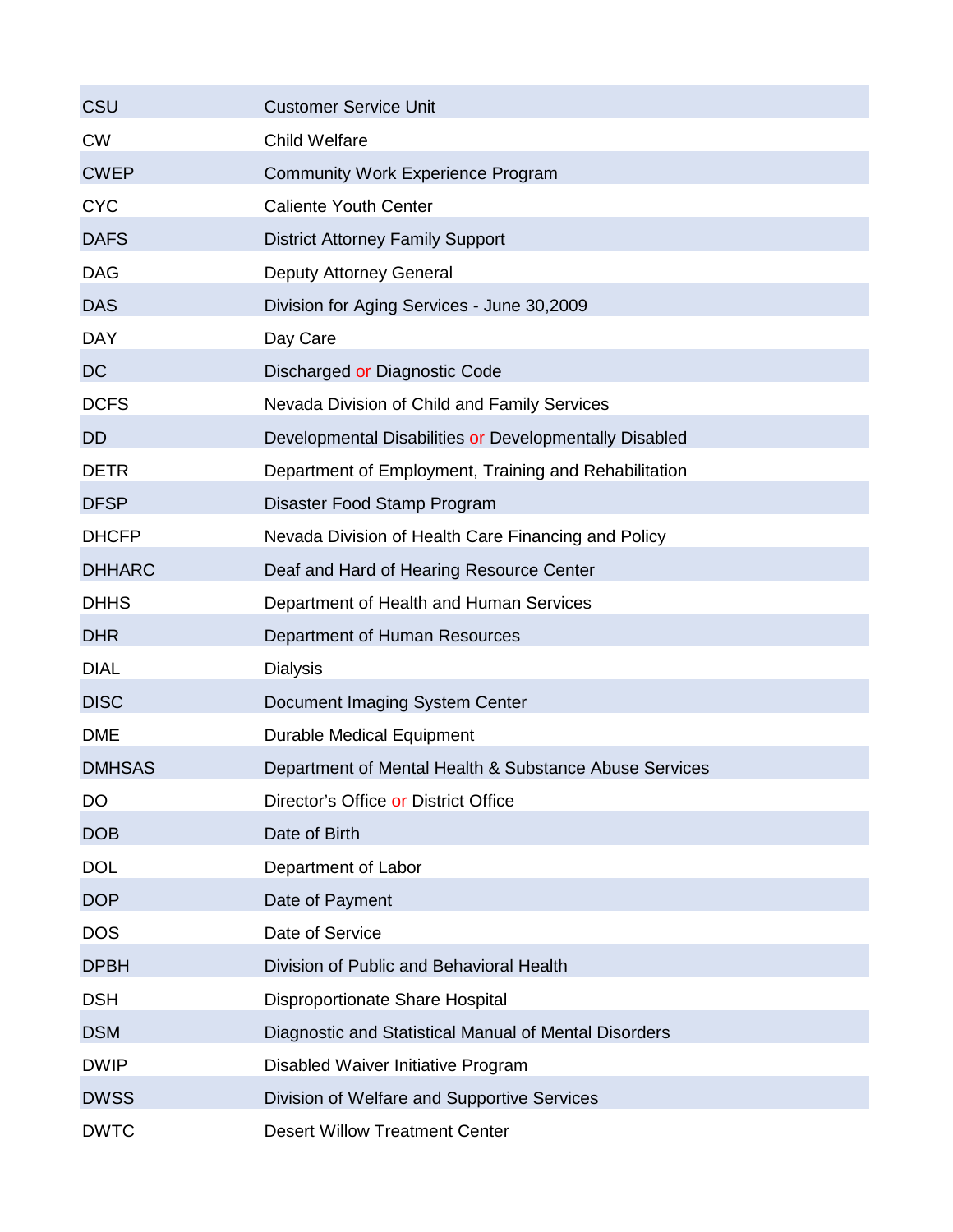| | |
|---|---|
| CSU | Customer Service Unit |
| CW | Child Welfare |
| CWEP | Community Work Experience Program |
| CYC | Caliente Youth Center |
| DAFS | District Attorney Family Support |
| DAG | Deputy Attorney General |
| DAS | Division for Aging Services - June 30,2009 |
| DAY | Day Care |
| DC | Discharged or Diagnostic Code |
| DCFS | Nevada Division of Child and Family Services |
| DD | Developmental Disabilities or Developmentally Disabled |
| DETR | Department of Employment, Training and Rehabilitation |
| DFSP | Disaster Food Stamp Program |
| DHCFP | Nevada Division of Health Care Financing and Policy |
| DHHARC | Deaf and Hard of Hearing Resource Center |
| DHHS | Department of Health and Human Services |
| DHR | Department of Human Resources |
| DIAL | Dialysis |
| DISC | Document Imaging System Center |
| DME | Durable Medical Equipment |
| DMHSAS | Department of Mental Health & Substance Abuse Services |
| DO | Director's Office or District Office |
| DOB | Date of Birth |
| DOL | Department of Labor |
| DOP | Date of Payment |
| DOS | Date of Service |
| DPBH | Division of Public and Behavioral Health |
| DSH | Disproportionate Share Hospital |
| DSM | Diagnostic and Statistical Manual of Mental Disorders |
| DWIP | Disabled Waiver Initiative Program |
| DWSS | Division of Welfare and Supportive Services |
| DWTC | Desert Willow Treatment Center |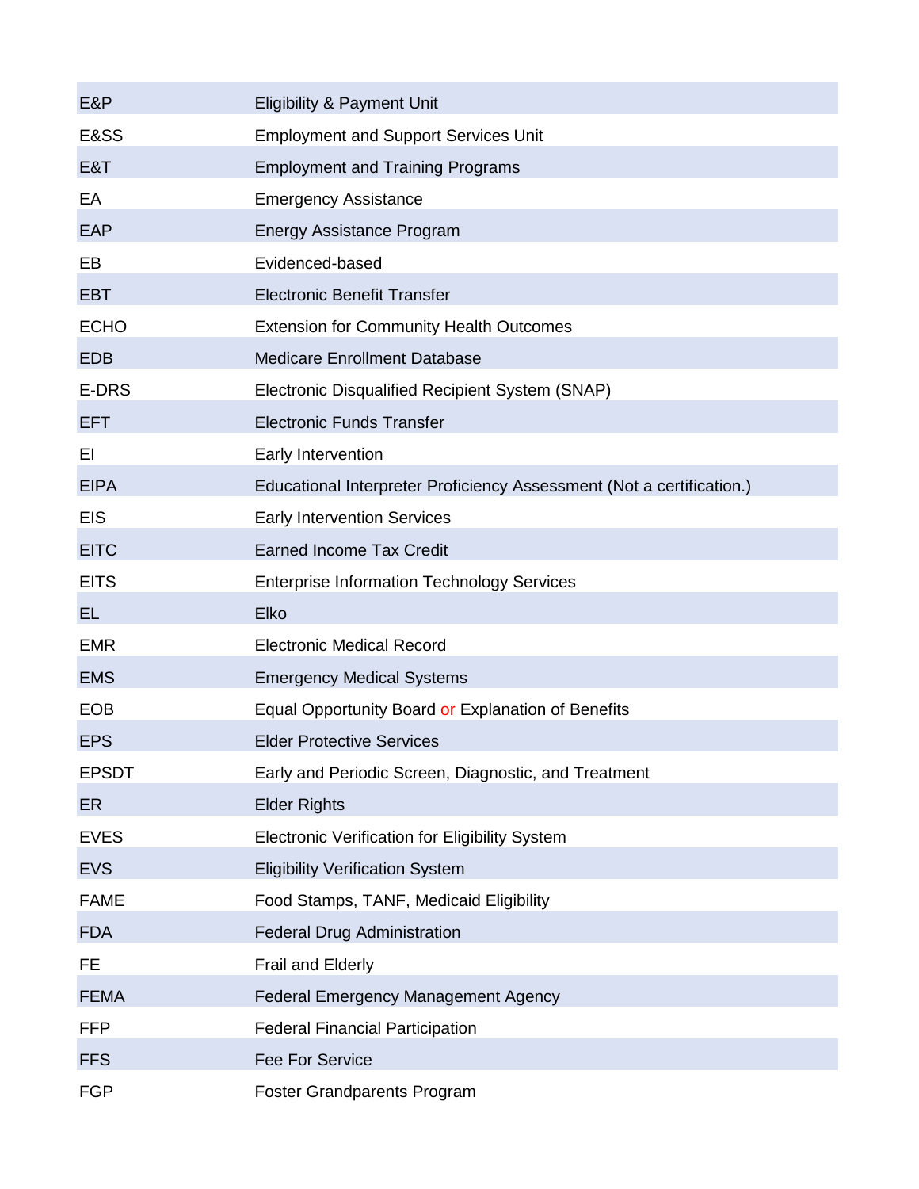| | |
|---|---|
| E&P | Eligibility & Payment Unit |
| E&SS | Employment and Support Services Unit |
| E&T | Employment and Training Programs |
| EA | Emergency Assistance |
| EAP | Energy Assistance Program |
| EB | Evidenced-based |
| EBT | Electronic Benefit Transfer |
| ECHO | Extension for Community Health Outcomes |
| EDB | Medicare Enrollment Database |
| E-DRS | Electronic Disqualified Recipient System (SNAP) |
| EFT | Electronic Funds Transfer |
| EI | Early Intervention |
| EIPA | Educational Interpreter Proficiency Assessment (Not a certification.) |
| EIS | Early Intervention Services |
| EITC | Earned Income Tax Credit |
| EITS | Enterprise Information Technology Services |
| EL | Elko |
| EMR | Electronic Medical Record |
| EMS | Emergency Medical Systems |
| EOB | Equal Opportunity Board or Explanation of Benefits |
| EPS | Elder Protective Services |
| EPSDT | Early and Periodic Screen, Diagnostic, and Treatment |
| ER | Elder Rights |
| EVES | Electronic Verification for Eligibility System |
| EVS | Eligibility Verification System |
| FAME | Food Stamps, TANF, Medicaid Eligibility |
| FDA | Federal Drug Administration |
| FE | Frail and Elderly |
| FEMA | Federal Emergency Management Agency |
| FFP | Federal Financial Participation |
| FFS | Fee For Service |
| FGP | Foster Grandparents Program |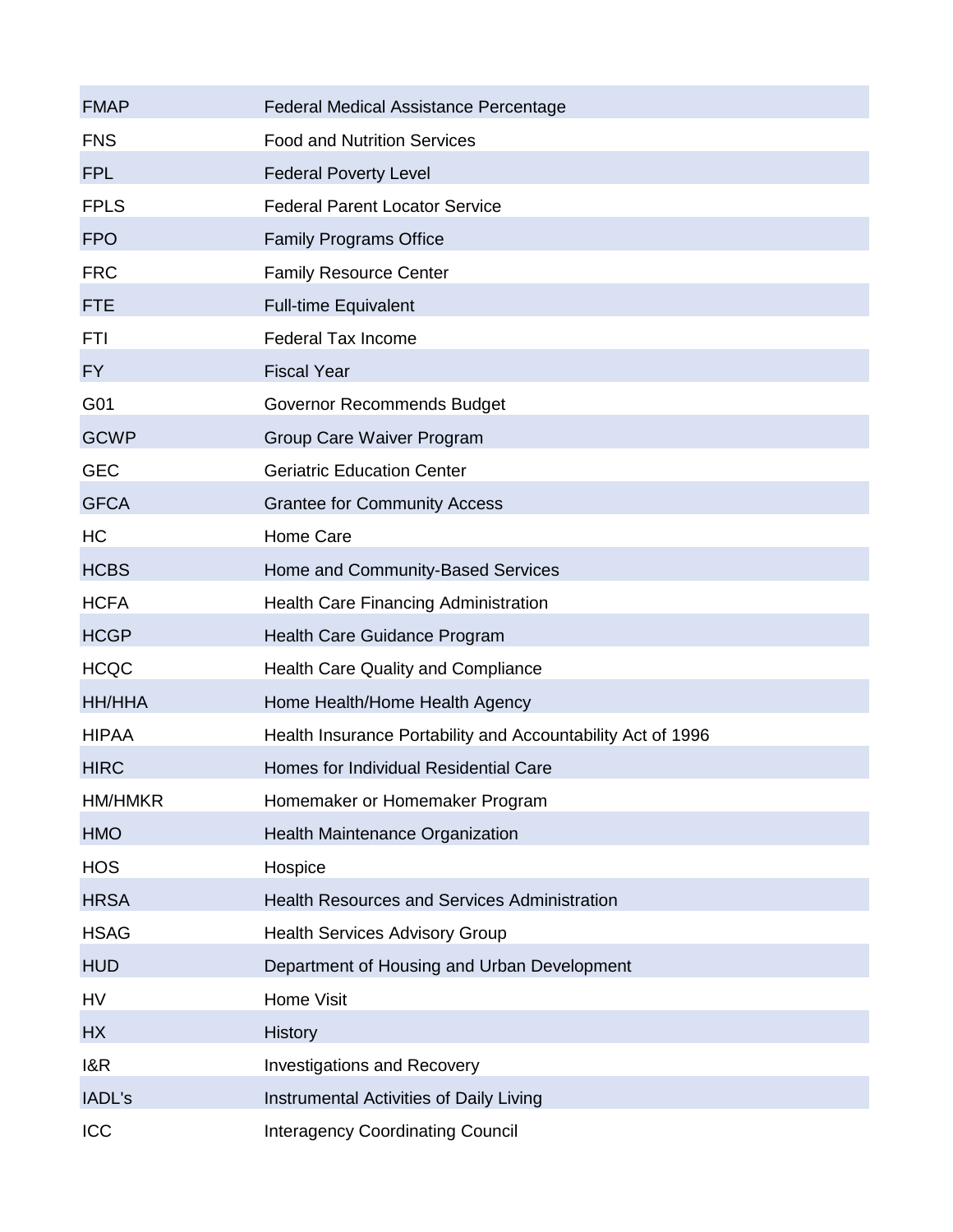| | |
|---|---|
| FMAP | Federal Medical Assistance Percentage |
| FNS | Food and Nutrition Services |
| FPL | Federal Poverty Level |
| FPLS | Federal Parent Locator Service |
| FPO | Family Programs Office |
| FRC | Family Resource Center |
| FTE | Full-time Equivalent |
| FTI | Federal Tax Income |
| FY | Fiscal Year |
| G01 | Governor Recommends Budget |
| GCWP | Group Care Waiver Program |
| GEC | Geriatric Education Center |
| GFCA | Grantee for Community Access |
| HC | Home Care |
| HCBS | Home and Community-Based Services |
| HCFA | Health Care Financing Administration |
| HCGP | Health Care Guidance Program |
| HCQC | Health Care Quality and Compliance |
| HH/HHA | Home Health/Home Health Agency |
| HIPAA | Health Insurance Portability and Accountability Act of 1996 |
| HIRC | Homes for Individual Residential Care |
| HM/HMKR | Homemaker or Homemaker Program |
| HMO | Health Maintenance Organization |
| HOS | Hospice |
| HRSA | Health Resources and Services Administration |
| HSAG | Health Services Advisory Group |
| HUD | Department of Housing and Urban Development |
| HV | Home Visit |
| HX | History |
| I&R | Investigations and Recovery |
| IADL's | Instrumental Activities of Daily Living |
| ICC | Interagency Coordinating Council |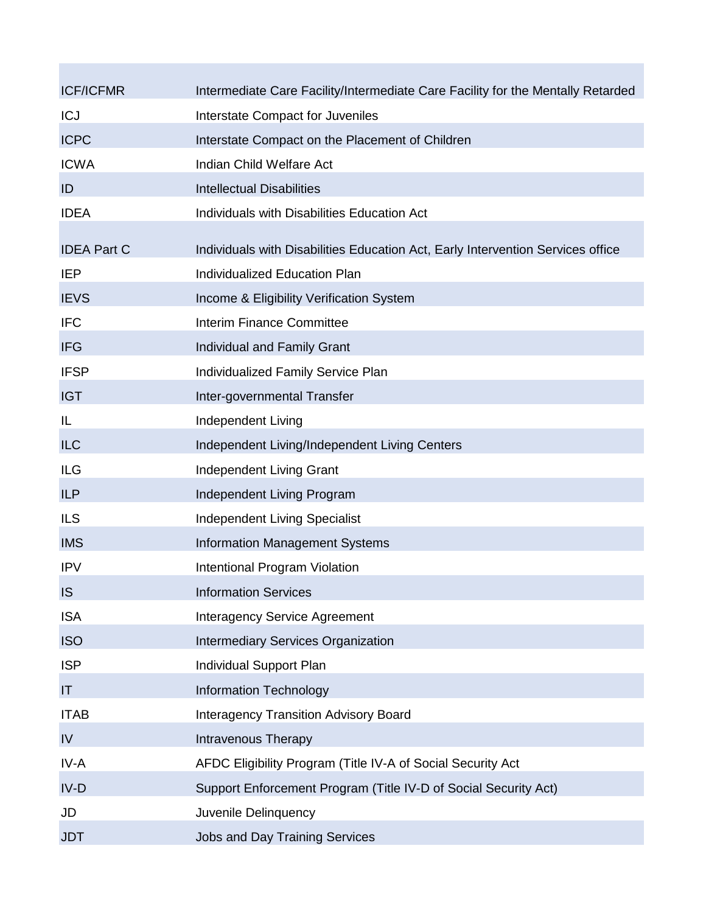| | |
|---|---|
| ICF/ICFMR | Intermediate Care Facility/Intermediate Care Facility for the Mentally Retarded |
| ICJ | Interstate Compact for Juveniles |
| ICPC | Interstate Compact on the Placement of Children |
| ICWA | Indian Child Welfare Act |
| ID | Intellectual Disabilities |
| IDEA | Individuals with Disabilities Education Act |
| IDEA Part C | Individuals with Disabilities Education Act, Early Intervention Services office |
| IEP | Individualized Education Plan |
| IEVS | Income & Eligibility Verification System |
| IFC | Interim Finance Committee |
| IFG | Individual and Family Grant |
| IFSP | Individualized Family Service Plan |
| IGT | Inter-governmental Transfer |
| IL | Independent Living |
| ILC | Independent Living/Independent Living Centers |
| ILG | Independent Living Grant |
| ILP | Independent Living Program |
| ILS | Independent Living Specialist |
| IMS | Information Management Systems |
| IPV | Intentional Program Violation |
| IS | Information Services |
| ISA | Interagency Service Agreement |
| ISO | Intermediary Services Organization |
| ISP | Individual Support Plan |
| IT | Information Technology |
| ITAB | Interagency Transition Advisory Board |
| IV | Intravenous Therapy |
| IV-A | AFDC Eligibility Program (Title IV-A of Social Security Act |
| IV-D | Support Enforcement Program (Title IV-D of Social Security Act) |
| JD | Juvenile Delinquency |
| JDT | Jobs and Day Training Services |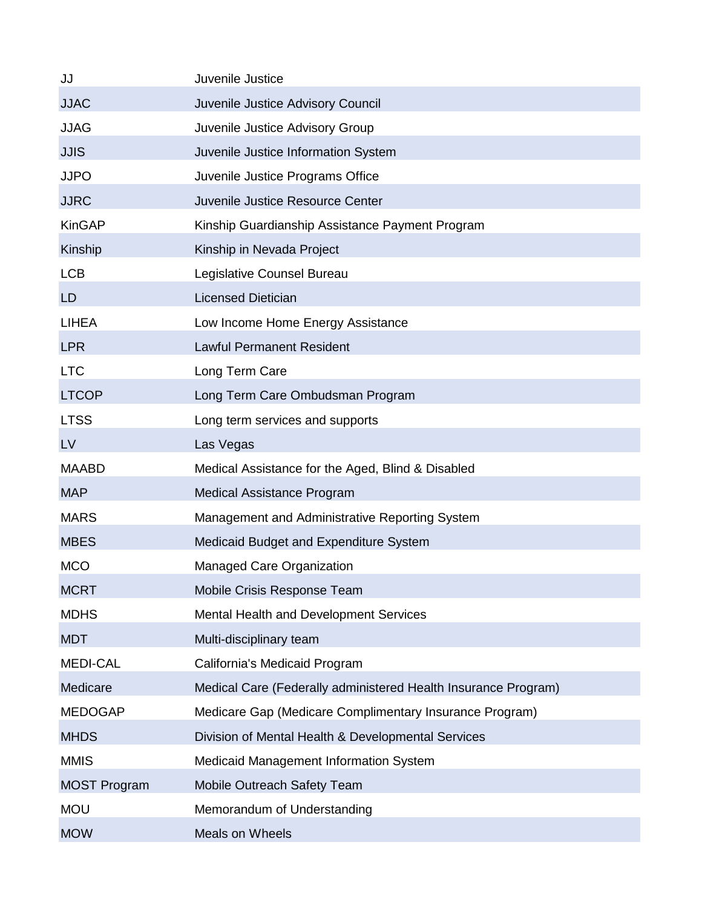| | |
|---|---|
| JJ | Juvenile Justice |
| JJAC | Juvenile Justice Advisory Council |
| JJAG | Juvenile Justice Advisory Group |
| JJIS | Juvenile Justice Information System |
| JJPO | Juvenile Justice Programs Office |
| JJRC | Juvenile Justice Resource Center |
| KinGAP | Kinship Guardianship Assistance Payment Program |
| Kinship | Kinship in Nevada Project |
| LCB | Legislative Counsel Bureau |
| LD | Licensed Dietician |
| LIHEA | Low Income Home Energy Assistance |
| LPR | Lawful Permanent Resident |
| LTC | Long Term Care |
| LTCOP | Long Term Care Ombudsman Program |
| LTSS | Long term services and supports |
| LV | Las Vegas |
| MAABD | Medical Assistance for the Aged, Blind & Disabled |
| MAP | Medical Assistance Program |
| MARS | Management and Administrative Reporting System |
| MBES | Medicaid Budget and Expenditure System |
| MCO | Managed Care Organization |
| MCRT | Mobile Crisis Response Team |
| MDHS | Mental Health and Development Services |
| MDT | Multi-disciplinary team |
| MEDI-CAL | California's Medicaid Program |
| Medicare | Medical Care (Federally administered Health Insurance Program) |
| MEDOGAP | Medicare Gap (Medicare Complimentary Insurance Program) |
| MHDS | Division of Mental Health & Developmental Services |
| MMIS | Medicaid Management Information System |
| MOST Program | Mobile Outreach Safety Team |
| MOU | Memorandum of Understanding |
| MOW | Meals on Wheels |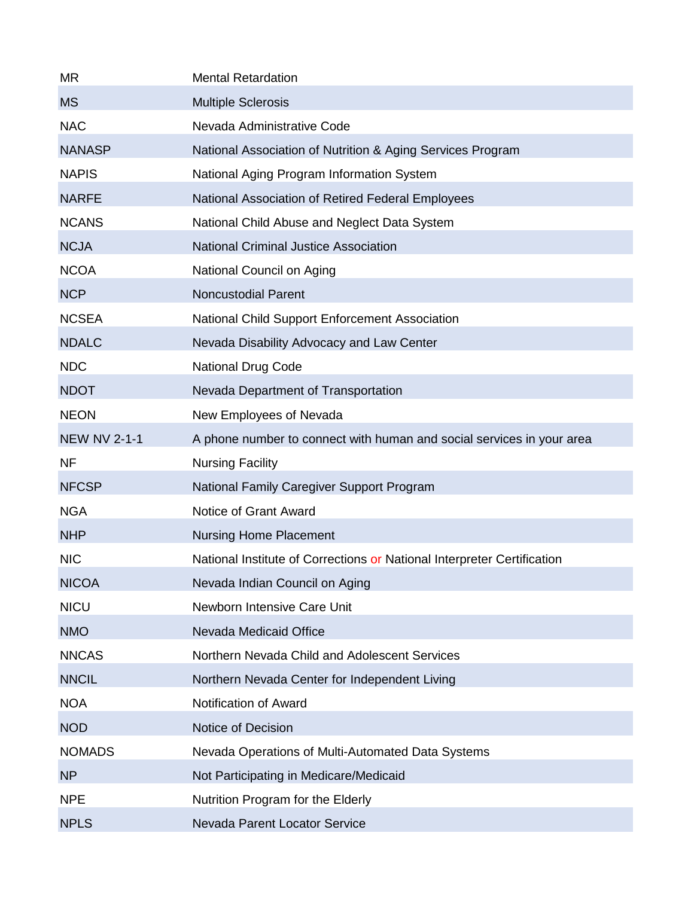| | |
|---|---|
| MR | Mental Retardation |
| MS | Multiple Sclerosis |
| NAC | Nevada Administrative Code |
| NANASP | National Association of Nutrition & Aging Services Program |
| NAPIS | National Aging Program Information System |
| NARFE | National Association of Retired Federal Employees |
| NCANS | National Child Abuse and Neglect Data System |
| NCJA | National Criminal Justice Association |
| NCOA | National Council on Aging |
| NCP | Noncustodial Parent |
| NCSEA | National Child Support Enforcement Association |
| NDALC | Nevada Disability Advocacy and Law Center |
| NDC | National Drug Code |
| NDOT | Nevada Department of Transportation |
| NEON | New Employees of Nevada |
| NEW NV 2-1-1 | A phone number to connect with human and social services in your area |
| NF | Nursing Facility |
| NFCSP | National Family Caregiver Support Program |
| NGA | Notice of Grant Award |
| NHP | Nursing Home Placement |
| NIC | National Institute of Corrections or National Interpreter Certification |
| NICOA | Nevada Indian Council on Aging |
| NICU | Newborn Intensive Care Unit |
| NMO | Nevada Medicaid Office |
| NNCAS | Northern Nevada Child and Adolescent Services |
| NNCIL | Northern Nevada Center for Independent Living |
| NOA | Notification of Award |
| NOD | Notice of Decision |
| NOMADS | Nevada Operations of Multi-Automated Data Systems |
| NP | Not Participating in Medicare/Medicaid |
| NPE | Nutrition Program for the Elderly |
| NPLS | Nevada Parent Locator Service |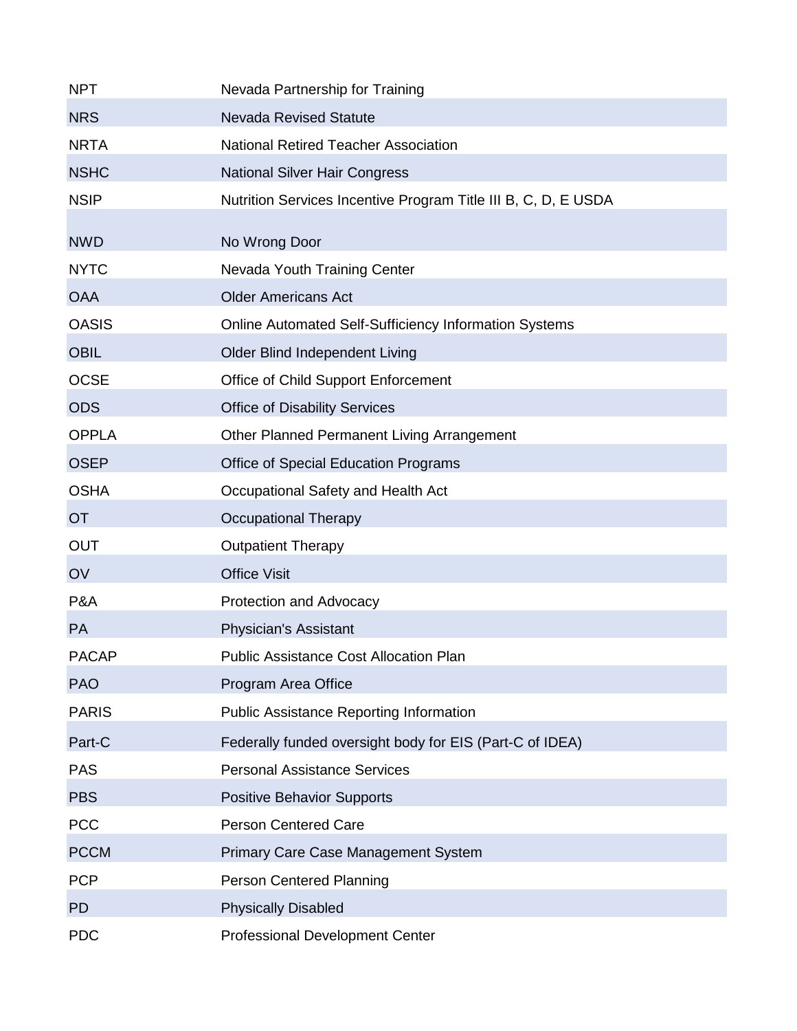| | |
|---|---|
| NPT | Nevada Partnership for Training |
| NRS | Nevada Revised Statute |
| NRTA | National Retired Teacher Association |
| NSHC | National Silver Hair Congress |
| NSIP | Nutrition Services Incentive Program Title III B, C, D, E USDA |
| NWD | No Wrong Door |
| NYTC | Nevada Youth Training Center |
| OAA | Older Americans Act |
| OASIS | Online Automated Self-Sufficiency Information Systems |
| OBIL | Older Blind Independent Living |
| OCSE | Office of Child Support Enforcement |
| ODS | Office of Disability Services |
| OPPLA | Other Planned Permanent Living Arrangement |
| OSEP | Office of Special Education Programs |
| OSHA | Occupational Safety and Health Act |
| OT | Occupational Therapy |
| OUT | Outpatient Therapy |
| OV | Office Visit |
| P&A | Protection and Advocacy |
| PA | Physician's Assistant |
| PACAP | Public Assistance Cost Allocation Plan |
| PAO | Program Area Office |
| PARIS | Public Assistance Reporting Information |
| Part-C | Federally funded oversight body for EIS (Part-C of IDEA) |
| PAS | Personal Assistance Services |
| PBS | Positive Behavior Supports |
| PCC | Person Centered Care |
| PCCM | Primary Care Case Management System |
| PCP | Person Centered Planning |
| PD | Physically Disabled |
| PDC | Professional Development Center |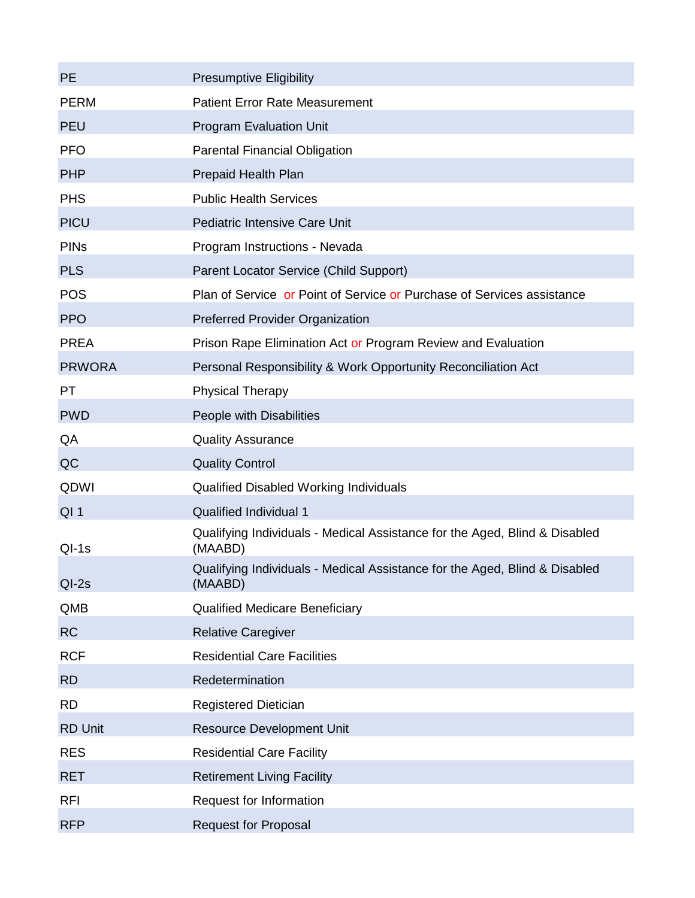| | |
|---|---|
| PE | Presumptive Eligibility |
| PERM | Patient Error Rate Measurement |
| PEU | Program Evaluation Unit |
| PFO | Parental Financial Obligation |
| PHP | Prepaid Health Plan |
| PHS | Public Health Services |
| PICU | Pediatric Intensive Care Unit |
| PINs | Program Instructions - Nevada |
| PLS | Parent Locator Service (Child Support) |
| POS | Plan of Service or Point of Service or Purchase of Services assistance |
| PPO | Preferred Provider Organization |
| PREA | Prison Rape Elimination Act or Program Review and Evaluation |
| PRWORA | Personal Responsibility & Work Opportunity Reconciliation Act |
| PT | Physical Therapy |
| PWD | People with Disabilities |
| QA | Quality Assurance |
| QC | Quality Control |
| QDWI | Qualified Disabled Working Individuals |
| QI 1 | Qualified Individual 1 |
| QI-1s | Qualifying Individuals - Medical Assistance for the Aged, Blind & Disabled (MAABD) |
| QI-2s | Qualifying Individuals - Medical Assistance for the Aged, Blind & Disabled (MAABD) |
| QMB | Qualified Medicare Beneficiary |
| RC | Relative Caregiver |
| RCF | Residential Care Facilities |
| RD | Redetermination |
| RD | Registered Dietician |
| RD Unit | Resource Development Unit |
| RES | Residential Care Facility |
| RET | Retirement Living Facility |
| RFI | Request for Information |
| RFP | Request for Proposal |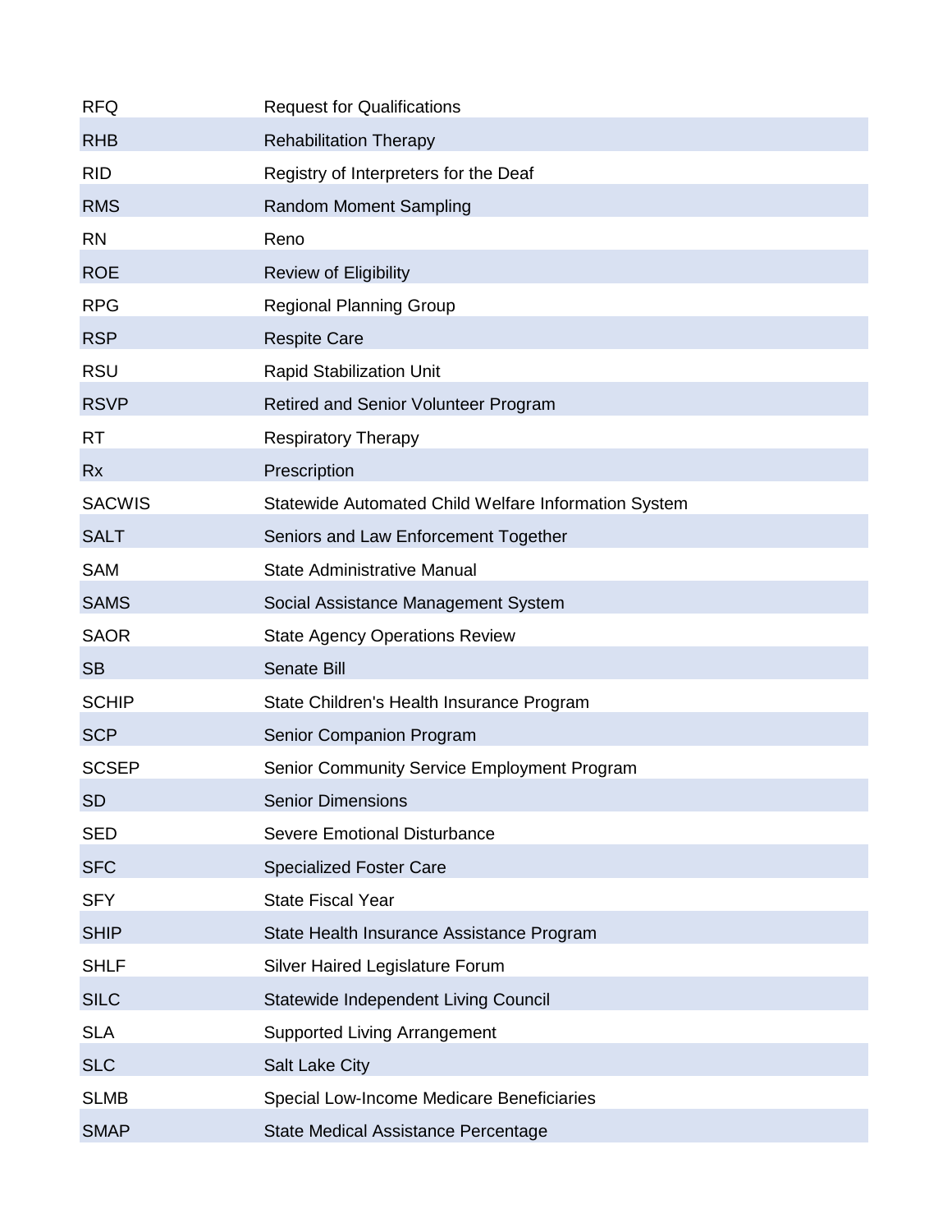| | |
|---|---|
| RFQ | Request for Qualifications |
| RHB | Rehabilitation Therapy |
| RID | Registry of Interpreters for the Deaf |
| RMS | Random Moment Sampling |
| RN | Reno |
| ROE | Review of Eligibility |
| RPG | Regional Planning Group |
| RSP | Respite Care |
| RSU | Rapid Stabilization Unit |
| RSVP | Retired and Senior Volunteer Program |
| RT | Respiratory Therapy |
| Rx | Prescription |
| SACWIS | Statewide Automated Child Welfare Information System |
| SALT | Seniors and Law Enforcement Together |
| SAM | State Administrative Manual |
| SAMS | Social Assistance Management System |
| SAOR | State Agency Operations Review |
| SB | Senate Bill |
| SCHIP | State Children's Health Insurance Program |
| SCP | Senior Companion Program |
| SCSEP | Senior Community Service Employment Program |
| SD | Senior Dimensions |
| SED | Severe Emotional Disturbance |
| SFC | Specialized Foster Care |
| SFY | State Fiscal Year |
| SHIP | State Health Insurance Assistance Program |
| SHLF | Silver Haired Legislature Forum |
| SILC | Statewide Independent Living Council |
| SLA | Supported Living Arrangement |
| SLC | Salt Lake City |
| SLMB | Special Low-Income Medicare Beneficiaries |
| SMAP | State Medical Assistance Percentage |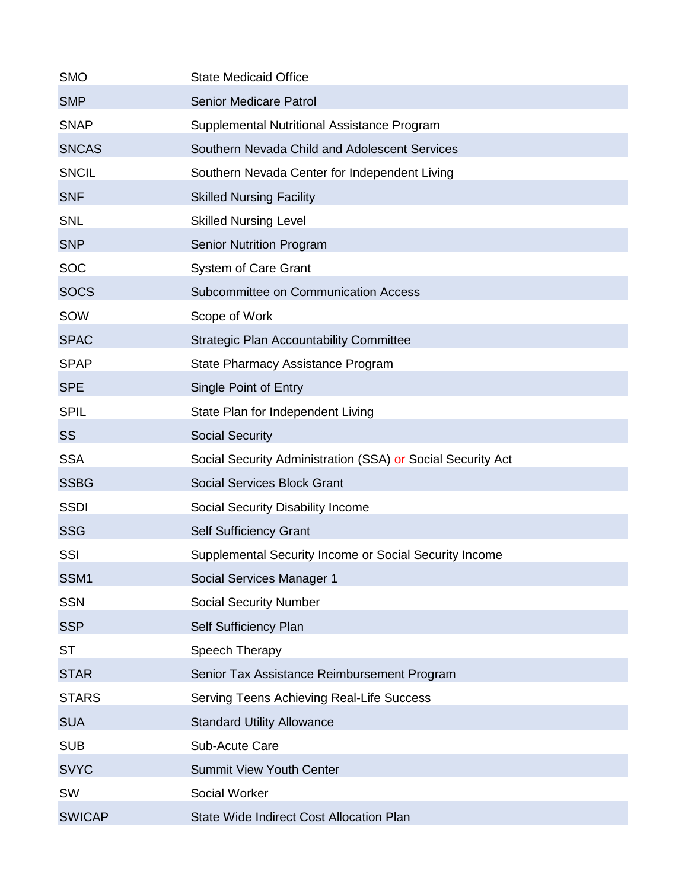| | |
|---|---|
| SMO | State Medicaid Office |
| SMP | Senior Medicare Patrol |
| SNAP | Supplemental Nutritional Assistance Program |
| SNCAS | Southern Nevada Child and Adolescent Services |
| SNCIL | Southern Nevada Center for Independent Living |
| SNF | Skilled Nursing Facility |
| SNL | Skilled Nursing Level |
| SNP | Senior Nutrition Program |
| SOC | System of Care Grant |
| SOCS | Subcommittee on Communication Access |
| SOW | Scope of Work |
| SPAC | Strategic Plan Accountability Committee |
| SPAP | State Pharmacy Assistance Program |
| SPE | Single Point of Entry |
| SPIL | State Plan for Independent Living |
| SS | Social Security |
| SSA | Social Security Administration (SSA) or Social Security Act |
| SSBG | Social Services Block Grant |
| SSDI | Social Security Disability Income |
| SSG | Self Sufficiency Grant |
| SSI | Supplemental Security Income or Social Security Income |
| SSM1 | Social Services Manager 1 |
| SSN | Social Security Number |
| SSP | Self Sufficiency Plan |
| ST | Speech Therapy |
| STAR | Senior Tax Assistance Reimbursement Program |
| STARS | Serving Teens Achieving Real-Life Success |
| SUA | Standard Utility Allowance |
| SUB | Sub-Acute Care |
| SVYC | Summit View Youth Center |
| SW | Social Worker |
| SWICAP | State Wide Indirect Cost Allocation Plan |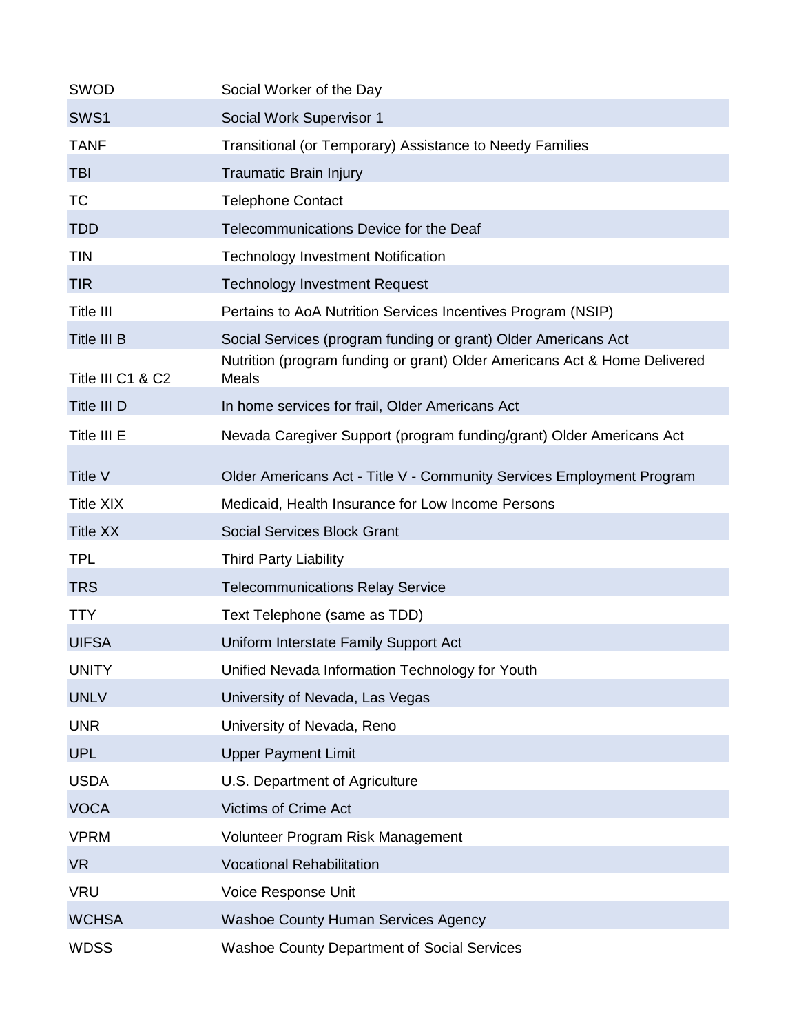| | |
|---|---|
| SWOD | Social Worker of the Day |
| SWS1 | Social Work Supervisor 1 |
| TANF | Transitional (or Temporary) Assistance to Needy Families |
| TBI | Traumatic Brain Injury |
| TC | Telephone Contact |
| TDD | Telecommunications Device for the Deaf |
| TIN | Technology Investment Notification |
| TIR | Technology Investment Request |
| Title III | Pertains to AoA Nutrition Services Incentives Program (NSIP) |
| Title III B | Social Services (program funding or grant) Older Americans Act |
| Title III C1 & C2 | Nutrition (program funding or grant) Older Americans Act & Home Delivered Meals |
| Title III D | In home services for frail, Older Americans Act |
| Title III E | Nevada Caregiver Support (program funding/grant) Older Americans Act |
| Title V | Older Americans Act - Title V - Community Services Employment Program |
| Title XIX | Medicaid, Health Insurance for Low Income Persons |
| Title XX | Social Services Block Grant |
| TPL | Third Party Liability |
| TRS | Telecommunications Relay Service |
| TTY | Text Telephone (same as TDD) |
| UIFSA | Uniform Interstate Family Support Act |
| UNITY | Unified Nevada Information Technology for Youth |
| UNLV | University of Nevada, Las Vegas |
| UNR | University of Nevada, Reno |
| UPL | Upper Payment Limit |
| USDA | U.S. Department of Agriculture |
| VOCA | Victims of Crime Act |
| VPRM | Volunteer Program Risk Management |
| VR | Vocational Rehabilitation |
| VRU | Voice Response Unit |
| WCHSA | Washoe County Human Services Agency |
| WDSS | Washoe County Department of Social Services |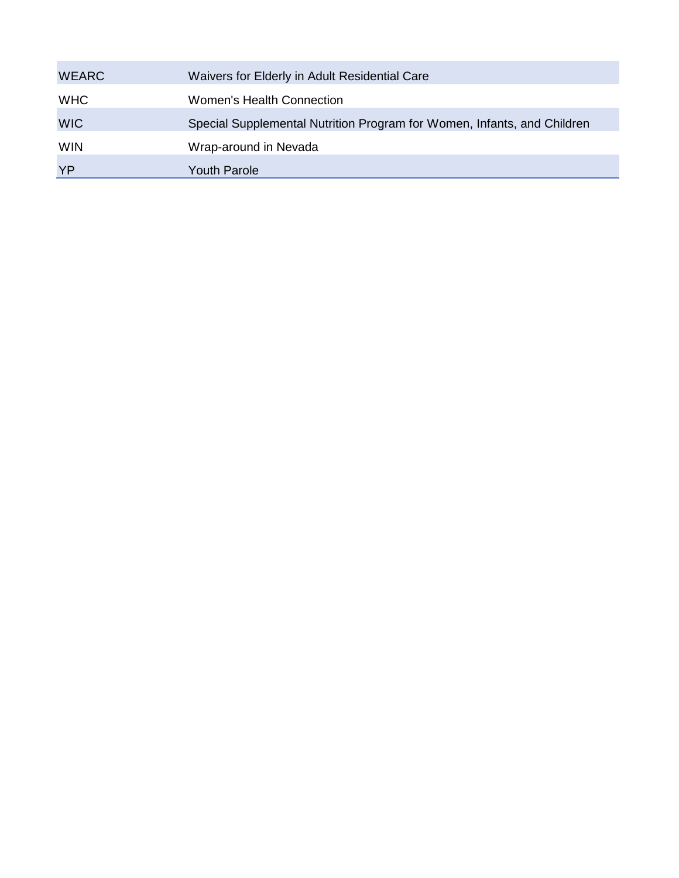| | |
|---|---|
| WEARC | Waivers for Elderly in Adult Residential Care |
| WHC | Women's Health Connection |
| WIC | Special Supplemental Nutrition Program for Women, Infants, and Children |
| WIN | Wrap-around in Nevada |
| YP | Youth Parole |